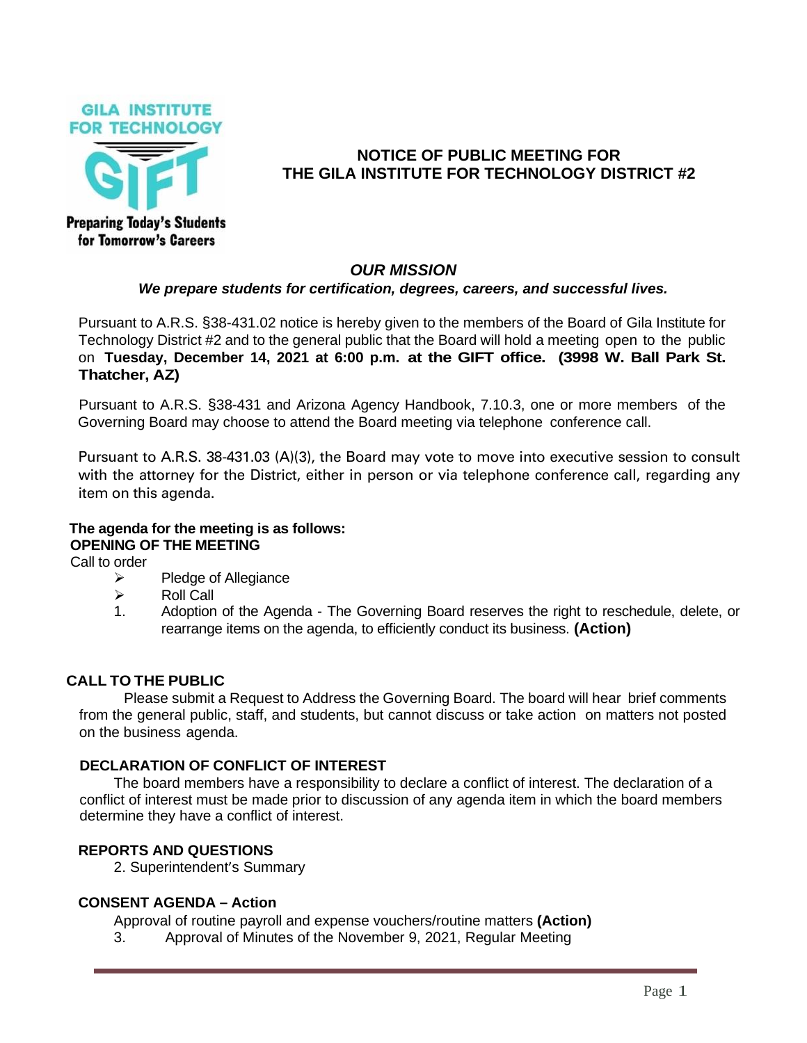GILA INSTITUTE FOR TECHNOLOGY

GIFT

Preparing Today's Students for Tomorrow's Careers

# NOTICE OF PUBLIC MEETING FOR THE GILA INSTITUTE FOR TECHNOLOGY DISTRICT #2

## *OUR MISSION*

***We prepare students for certification, degrees, careers, and successful lives.***

Pursuant to A.R.S. §38-431.02 notice is hereby given to the members of the Board of Gila Institute for Technology District #2 and to the general public that the Board will hold a meeting open to the public on **Tuesday, December 14, 2021 at 6:00 p.m. at the GIFT office. (3998 W. Ball Park St. Thatcher, AZ)**

Pursuant to A.R.S. §38-431 and Arizona Agency Handbook, 7.10.3, one or more members of the Governing Board may choose to attend the Board meeting via telephone conference call.

Pursuant to A.R.S. 38-431.03 (A)(3), the Board may vote to move into executive session to consult with the attorney for the District, either in person or via telephone conference call, regarding any item on this agenda.

**The agenda for the meeting is as follows:**

**OPENING OF THE MEETING**

Call to order

- Pledge of Allegiance
- Roll Call

1. Adoption of the Agenda - The Governing Board reserves the right to reschedule, delete, or rearrange items on the agenda, to efficiently conduct its business. **(Action)**

**CALL TO THE PUBLIC**

Please submit a Request to Address the Governing Board. The board will hear brief comments from the general public, staff, and students, but cannot discuss or take action on matters not posted on the business agenda.

**DECLARATION OF CONFLICT OF INTEREST**

The board members have a responsibility to declare a conflict of interest. The declaration of a conflict of interest must be made prior to discussion of any agenda item in which the board members determine they have a conflict of interest.

**REPORTS AND QUESTIONS**

2. Superintendent's Summary

**CONSENT AGENDA – Action**

Approval of routine payroll and expense vouchers/routine matters **(Action)**

3. Approval of Minutes of the November 9, 2021, Regular Meeting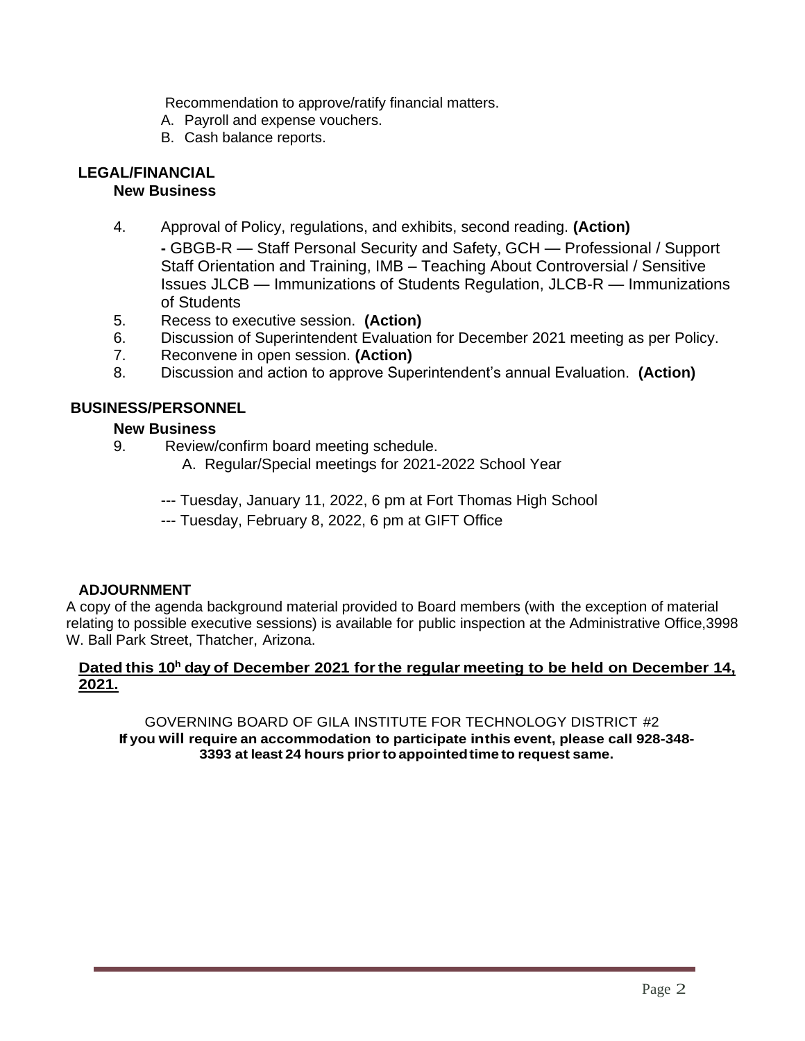Recommendation to approve/ratify financial matters.

A. Payroll and expense vouchers.
B. Cash balance reports.

**LEGAL/FINANCIAL**

**New Business**

4. Approval of Policy, regulations, and exhibits, second reading. **(Action)**

   **-** GBGB-R — Staff Personal Security and Safety, GCH — Professional / Support Staff Orientation and Training, IMB – Teaching About Controversial / Sensitive Issues JLCB — Immunizations of Students Regulation, JLCB-R — Immunizations of Students

5. Recess to executive session. **(Action)**
6. Discussion of Superintendent Evaluation for December 2021 meeting as per Policy.
7. Reconvene in open session. **(Action)**
8. Discussion and action to approve Superintendent's annual Evaluation. **(Action)**

**BUSINESS/PERSONNEL**

**New Business**

9. Review/confirm board meeting schedule.

   A. Regular/Special meetings for 2021-2022 School Year

   --- Tuesday, January 11, 2022, 6 pm at Fort Thomas High School

   --- Tuesday, February 8, 2022, 6 pm at GIFT Office

**ADJOURNMENT**

A copy of the agenda background material provided to Board members (with the exception of material relating to possible executive sessions) is available for public inspection at the Administrative Office,3998 W. Ball Park Street, Thatcher, Arizona.

**Dated this 10h day of December 2021 for the regular meeting to be held on December 14, 2021.**

GOVERNING BOARD OF GILA INSTITUTE FOR TECHNOLOGY DISTRICT #2

**If you will require an accommodation to participate in this event, please call 928-348-3393 at least 24 hours prior to appointed time to request same.**